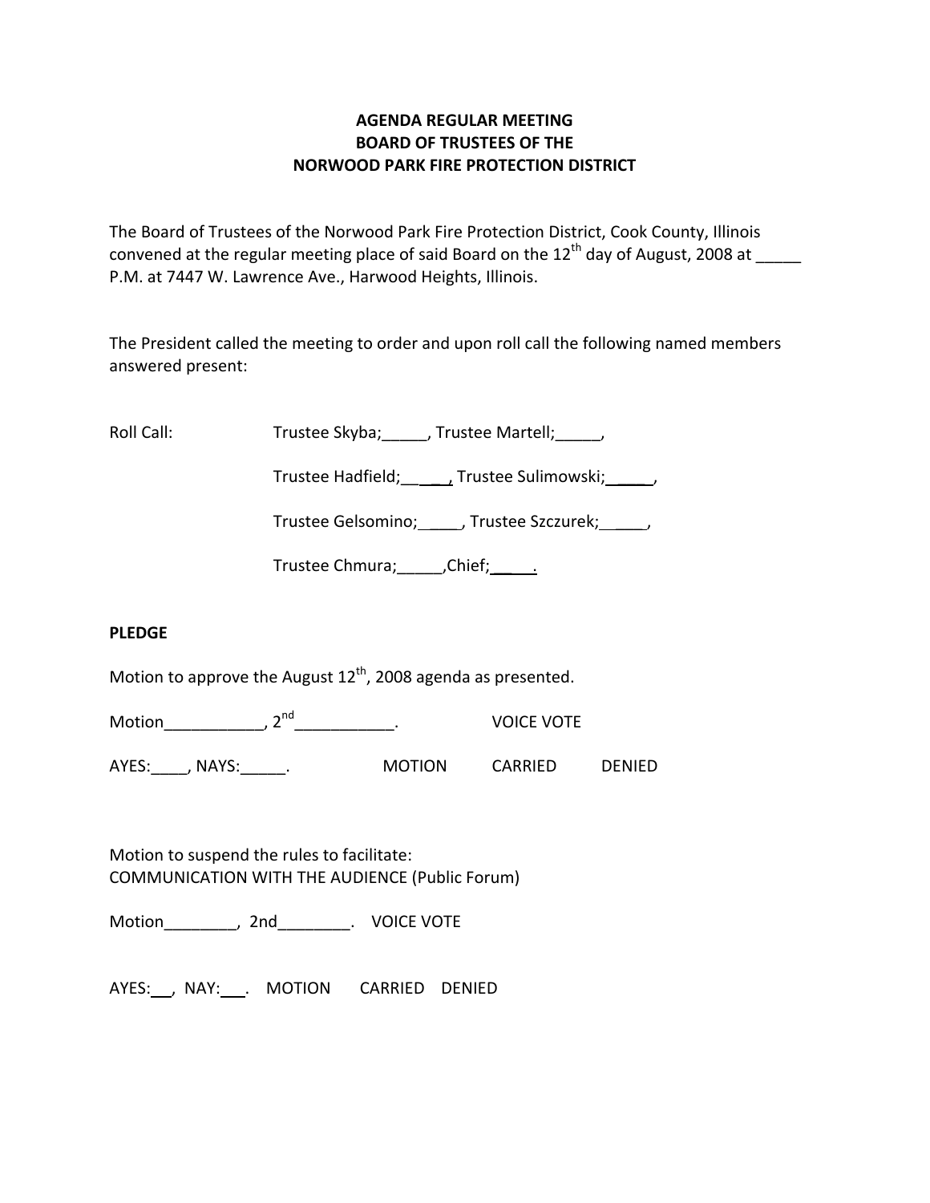**AGENDA REGULAR MEETING**
**BOARD OF TRUSTEES OF THE**
**NORWOOD PARK FIRE PROTECTION DISTRICT**

The Board of Trustees of the Norwood Park Fire Protection District, Cook County, Illinois convened at the regular meeting place of said Board on the 12th day of August, 2008 at _____ P.M. at 7447 W. Lawrence Ave., Harwood Heights, Illinois.

The President called the meeting to order and upon roll call the following named members answered present:

Roll Call: Trustee Skyba;_____, Trustee Martell;_____,

Trustee Hadfield;_____, Trustee Sulimowski;_____,

Trustee Gelsomino;____, Trustee Szczurek;_____,

Trustee Chmura;_____,Chief;_____.

**PLEDGE**

Motion to approve the August 12th, 2008 agenda as presented.

Motion___________, 2nd___________. VOICE VOTE

AYES:____, NAYS:_____. MOTION CARRIED DENIED

Motion to suspend the rules to facilitate:
COMMUNICATION WITH THE AUDIENCE (Public Forum)

Motion________, 2nd________. VOICE VOTE

AYES:__, NAY:___. MOTION CARRIED DENIED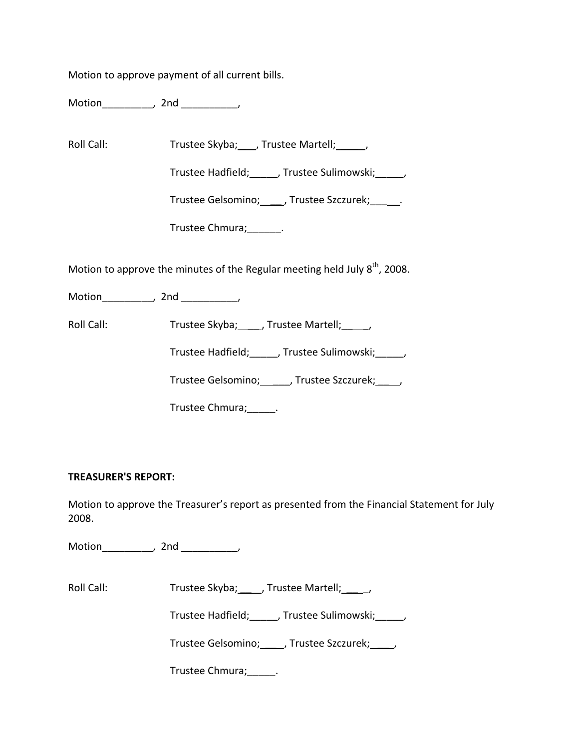Motion to approve payment of all current bills.

Motion_________, 2nd __________,

Roll Call: Trustee Skyba;___, Trustee Martell;_____,

Trustee Hadfield;_____, Trustee Sulimowski;_____,

Trustee Gelsomino;____, Trustee Szczurek;_____.

Trustee Chmura;______.

Motion to approve the minutes of the Regular meeting held July 8th, 2008.

Motion_________, 2nd __________,

Roll Call: Trustee Skyba;____, Trustee Martell;_____,

Trustee Hadfield;_____, Trustee Sulimowski;_____,

Trustee Gelsomino;_____, Trustee Szczurek;____,

Trustee Chmura;_____.

**TREASURER'S REPORT:**

Motion to approve the Treasurer's report as presented from the Financial Statement for July 2008.

Motion_________, 2nd __________,

Roll Call: Trustee Skyba;____, Trustee Martell;_____,

Trustee Hadfield;_____, Trustee Sulimowski;_____,

Trustee Gelsomino;____, Trustee Szczurek;____,

Trustee Chmura;_____.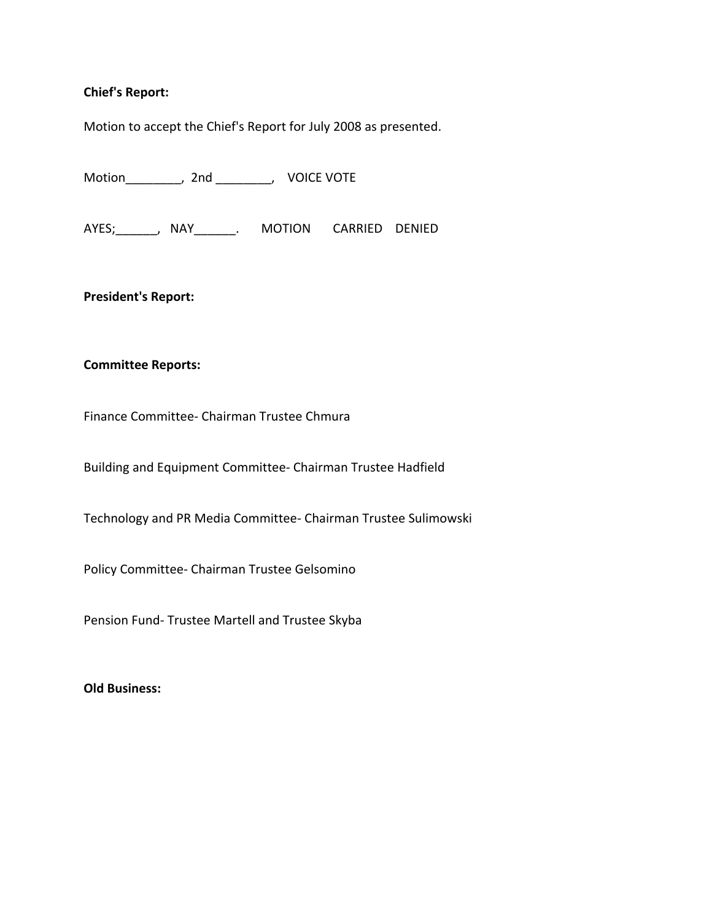**Chief's Report:**

Motion to accept the Chief's Report for July 2008 as presented.

Motion________, 2nd ________, VOICE VOTE

AYES;______, NAY______. MOTION CARRIED DENIED

**President's Report:**

**Committee Reports:**

Finance Committee- Chairman Trustee Chmura

Building and Equipment Committee- Chairman Trustee Hadfield

Technology and PR Media Committee- Chairman Trustee Sulimowski

Policy Committee- Chairman Trustee Gelsomino

Pension Fund- Trustee Martell and Trustee Skyba

**Old Business:**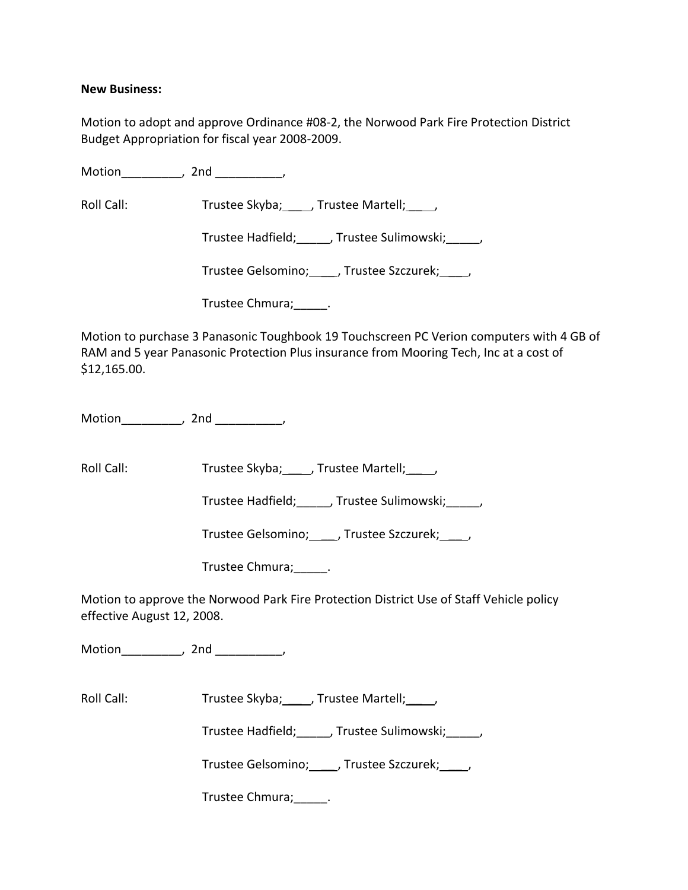**New Business:**

Motion to adopt and approve Ordinance #08-2, the Norwood Park Fire Protection District Budget Appropriation for fiscal year 2008-2009.

Motion_________, 2nd __________,

Roll Call: Trustee Skyba;____, Trustee Martell;____,

Trustee Hadfield;_____, Trustee Sulimowski;_____,

Trustee Gelsomino;____, Trustee Szczurek;____,

Trustee Chmura;_____.

Motion to purchase 3 Panasonic Toughbook 19 Touchscreen PC Verion computers with 4 GB of RAM and 5 year Panasonic Protection Plus insurance from Mooring Tech, Inc at a cost of $12,165.00.

Motion_________, 2nd __________,

Roll Call: Trustee Skyba;____, Trustee Martell;____,

Trustee Hadfield;_____, Trustee Sulimowski;_____,

Trustee Gelsomino;____, Trustee Szczurek;____,

Trustee Chmura;_____.

Motion to approve the Norwood Park Fire Protection District Use of Staff Vehicle policy effective August 12, 2008.

Motion_________, 2nd __________,

Roll Call: Trustee Skyba;____, Trustee Martell;____,

Trustee Hadfield;_____, Trustee Sulimowski;_____,

Trustee Gelsomino;____, Trustee Szczurek;____,

Trustee Chmura;_____.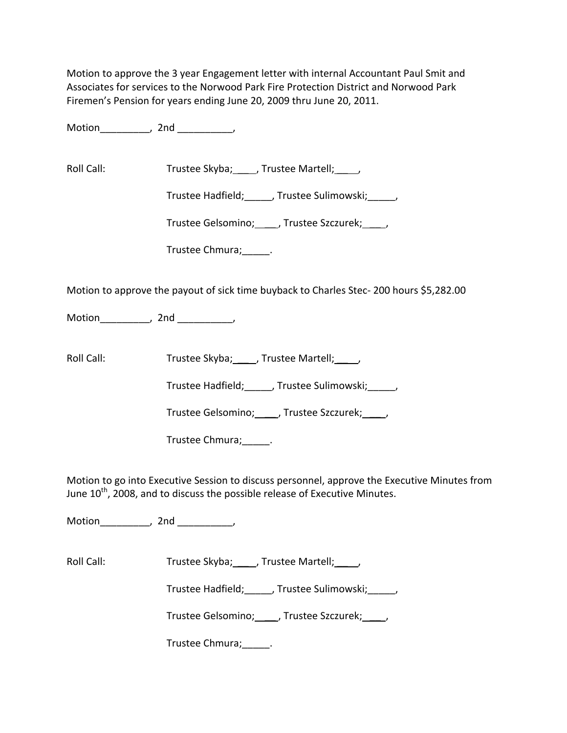Motion to approve the 3 year Engagement letter with internal Accountant Paul Smit and Associates for services to the Norwood Park Fire Protection District and Norwood Park Firemen's Pension for years ending June 20, 2009 thru June 20, 2011.

Motion_________, 2nd __________,

Roll Call: Trustee Skyba;____, Trustee Martell;____,

Trustee Hadfield;_____, Trustee Sulimowski;_____,

Trustee Gelsomino;____, Trustee Szczurek;____,

Trustee Chmura;_____.

Motion to approve the payout of sick time buyback to Charles Stec- 200 hours $5,282.00

Motion_________, 2nd __________,

Roll Call: Trustee Skyba;____, Trustee Martell;____,

Trustee Hadfield;_____, Trustee Sulimowski;_____,

Trustee Gelsomino;____, Trustee Szczurek;____,

Trustee Chmura;_____.

Motion to go into Executive Session to discuss personnel, approve the Executive Minutes from June 10th, 2008, and to discuss the possible release of Executive Minutes.

Motion_________, 2nd __________,

Roll Call: Trustee Skyba;____, Trustee Martell;____,

Trustee Hadfield;_____, Trustee Sulimowski;_____,

Trustee Gelsomino;____, Trustee Szczurek;____,

Trustee Chmura;_____.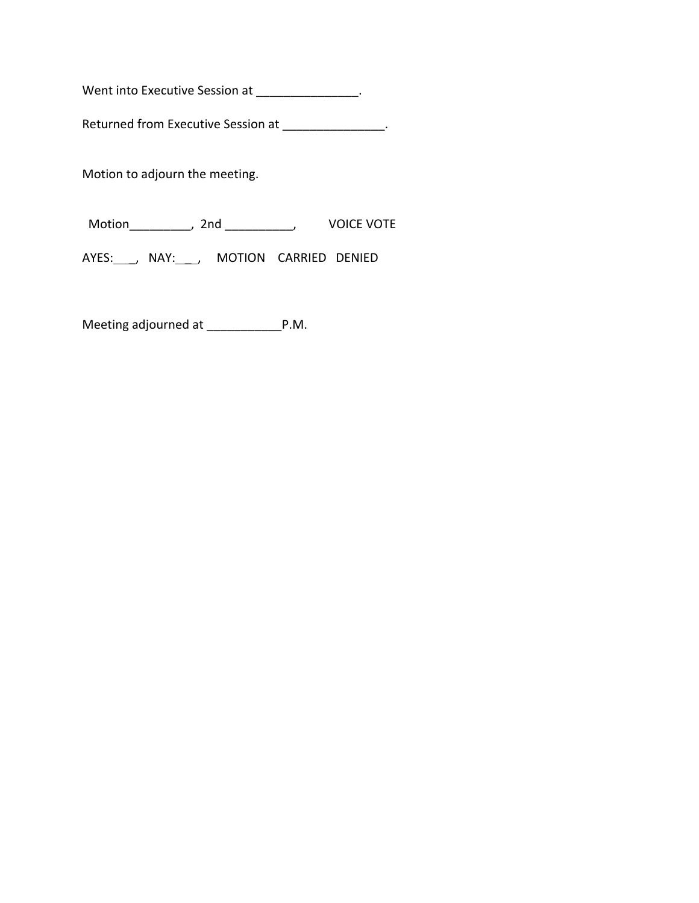Went into Executive Session at _______________.

Returned from Executive Session at _______________.

Motion to adjourn the meeting.

Motion_________, 2nd __________, VOICE VOTE

AYES:___, NAY:___, MOTION CARRIED DENIED

Meeting adjourned at ___________P.M.